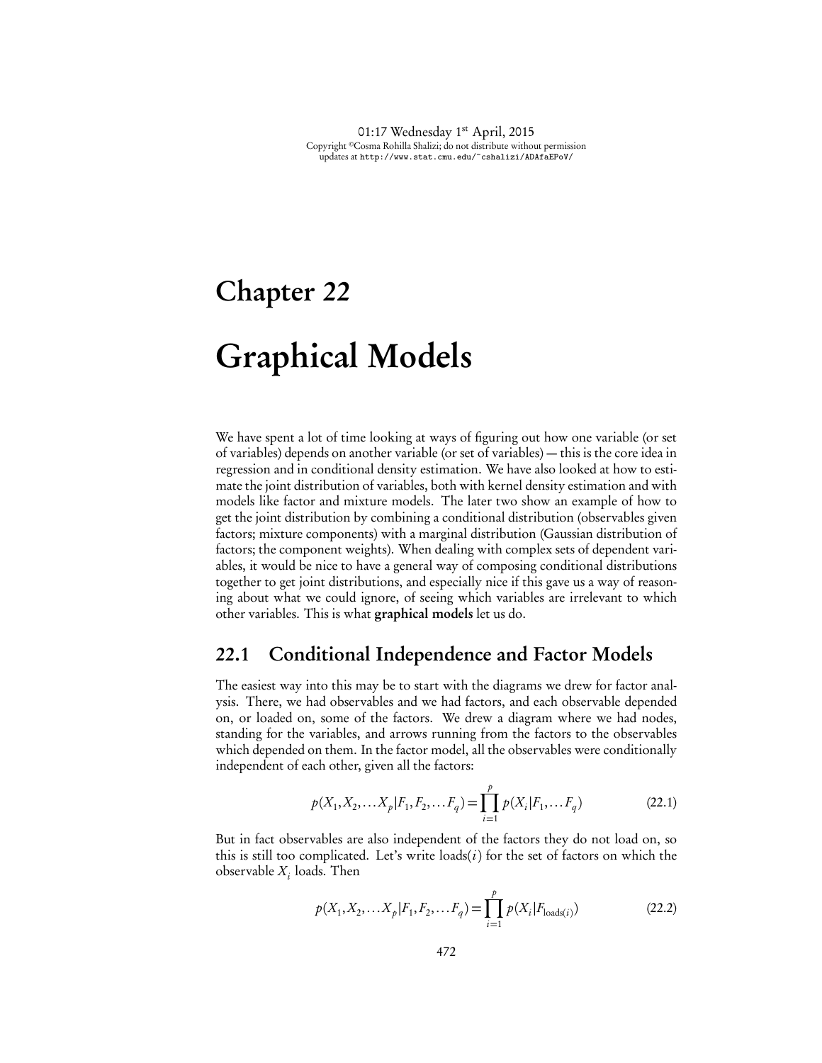# Chapter 22

# Graphical Models

We have spent a lot of time looking at ways of figuring out how one variable (or set of variables) depends on another variable (or set of variables) — this is the core idea in regression and in conditional density estimation. We have also looked at how to estimate the joint distribution of variables, both with kernel density estimation and with models like factor and mixture models. The later two show an example of how to get the joint distribution by combining a conditional distribution (observables given factors; mixture components) with a marginal distribution (Gaussian distribution of factors; the component weights). When dealing with complex sets of dependent variables, it would be nice to have a general way of composing conditional distributions together to get joint distributions, and especially nice if this gave us a way of reasoning about what we could ignore, of seeing which variables are irrelevant to which other variables. This is what **graphical models** let us do.

## 22.1 Conditional Independence and Factor Models

The easiest way into this may be to start with the diagrams we drew for factor analysis. There, we had observables and we had factors, and each observable depended on, or loaded on, some of the factors. We drew a diagram where we had nodes, standing for the variables, and arrows running from the factors to the observables which depended on them. In the factor model, all the observables were conditionally independent of each other, given all the factors:

$$p(X_1, X_2, \ldots X_p | F_1, F_2, \ldots F_q) = \prod_{i=1}^{p} p(X_i | F_1, \ldots F_q) \tag{22.1}$$

But in fact observables are also independent of the factors they do not load on, so this is still too complicated. Let's write loads$(i)$ for the set of factors on which the observable $X_i$ loads. Then

$$p(X_1, X_2, \ldots X_p | F_1, F_2, \ldots F_q) = \prod_{i=1}^{p} p(X_i | F_{\text{loads}(i)}) \tag{22.2}$$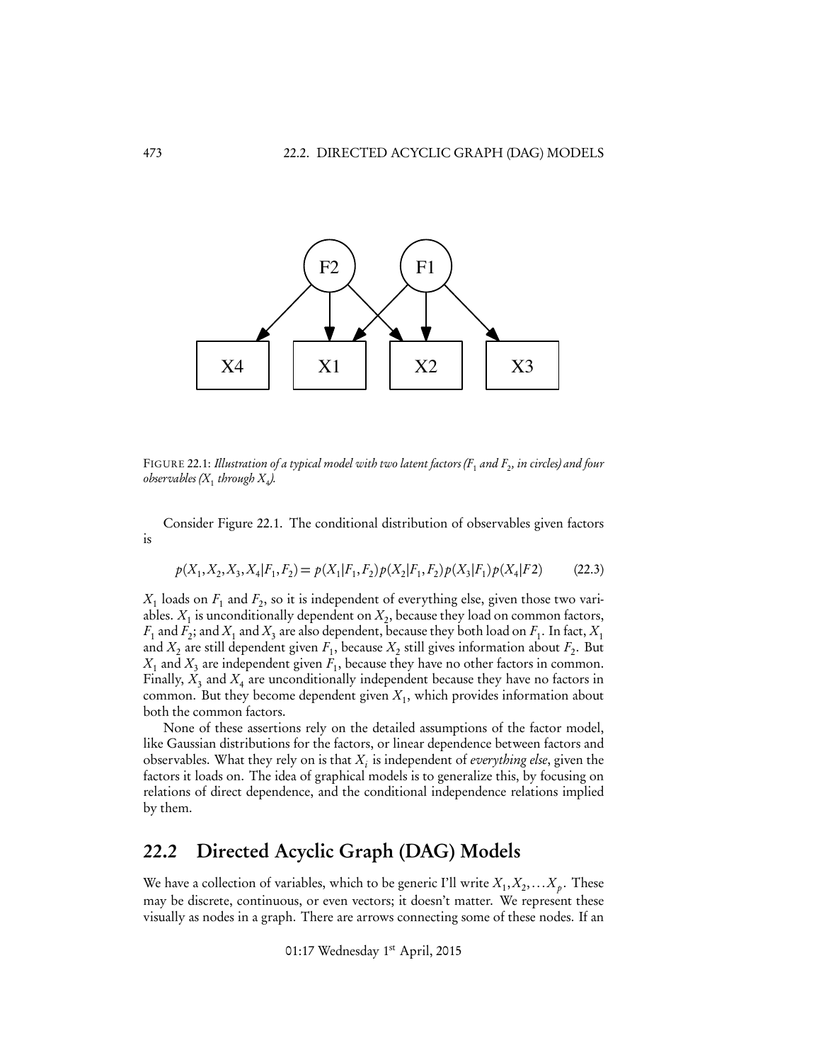FIGURE 22.1: *Illustration of a typical model with two latent factors ($F_1$ and $F_2$, in circles) and four observables ($X_1$ through $X_4$).*

Consider Figure 22.1. The conditional distribution of observables given factors is

$$p(X_1, X_2, X_3, X_4 | F_1, F_2) = p(X_1 | F_1, F_2) p(X_2 | F_1, F_2) p(X_3 | F_1) p(X_4 | F2) \tag{22.3}$$

$X_1$ loads on $F_1$ and $F_2$, so it is independent of everything else, given those two variables. $X_1$ is unconditionally dependent on $X_2$, because they load on common factors, $F_1$ and $F_2$; and $X_1$ and $X_3$ are also dependent, because they both load on $F_1$. In fact, $X_1$ and $X_2$ are still dependent given $F_1$, because $X_2$ still gives information about $F_2$. But $X_1$ and $X_3$ are independent given $F_1$, because they have no other factors in common. Finally, $X_3$ and $X_4$ are unconditionally independent because they have no factors in common. But they become dependent given $X_1$, which provides information about both the common factors.

None of these assertions rely on the detailed assumptions of the factor model, like Gaussian distributions for the factors, or linear dependence between factors and observables. What they rely on is that $X_i$ is independent of *everything else*, given the factors it loads on. The idea of graphical models is to generalize this, by focusing on relations of direct dependence, and the conditional independence relations implied by them.

## 22.2 Directed Acyclic Graph (DAG) Models

We have a collection of variables, which to be generic I'll write $X_1, X_2, \ldots X_p$. These may be discrete, continuous, or even vectors; it doesn't matter. We represent these visually as nodes in a graph. There are arrows connecting some of these nodes. If an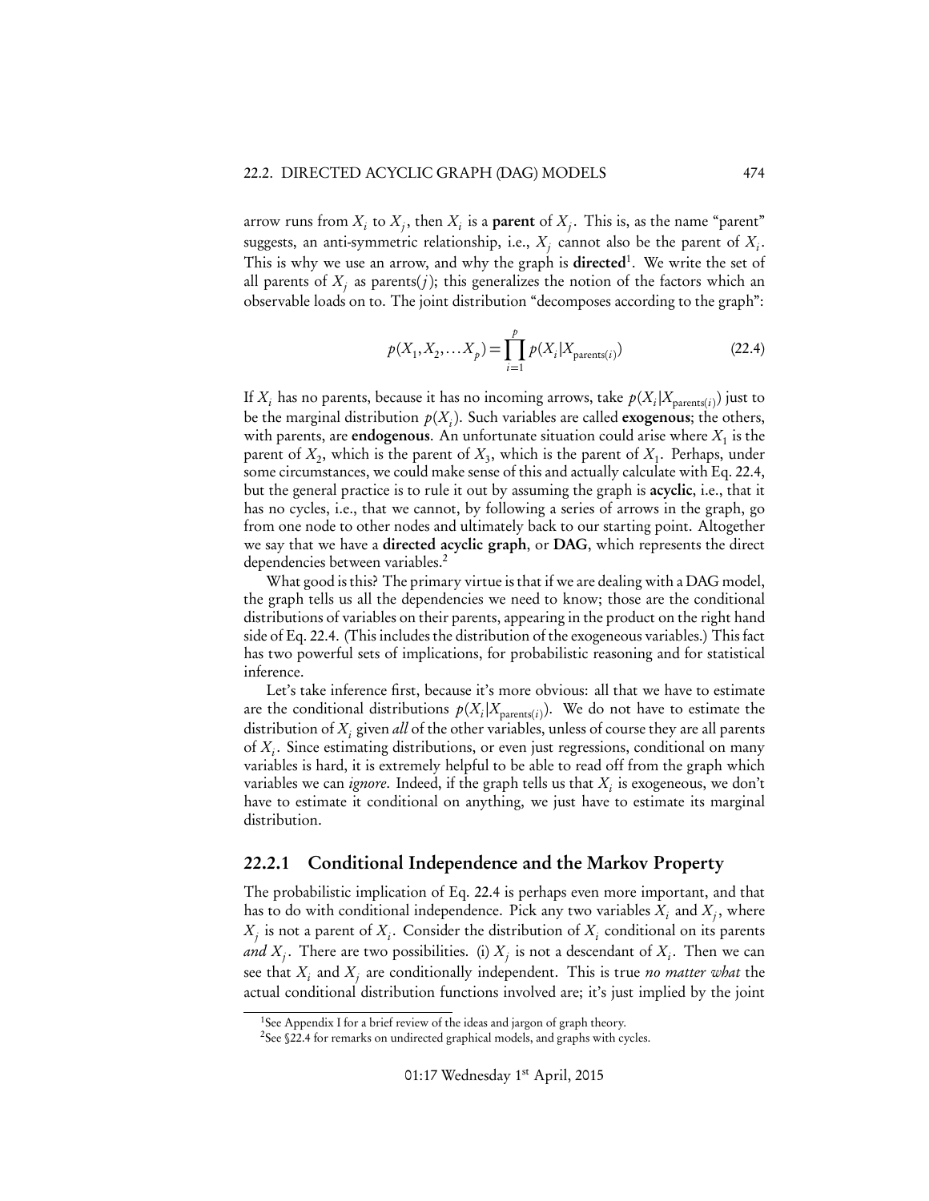arrow runs from $X_i$ to $X_j$, then $X_i$ is a **parent** of $X_j$. This is, as the name "parent" suggests, an anti-symmetric relationship, i.e., $X_j$ cannot also be the parent of $X_i$. This is why we use an arrow, and why the graph is **directed**[1]. We write the set of all parents of $X_j$ as parents($j$); this generalizes the notion of the factors which an observable loads on to. The joint distribution "decomposes according to the graph":

$$p(X_1, X_2, \ldots X_p) = \prod_{i=1}^{p} p(X_i | X_{\text{parents}(i)}) \tag{22.4}$$

If $X_i$ has no parents, because it has no incoming arrows, take $p(X_i | X_{\text{parents}(i)})$ just to be the marginal distribution $p(X_i)$. Such variables are called **exogenous**; the others, with parents, are **endogenous**. An unfortunate situation could arise where $X_1$ is the parent of $X_2$, which is the parent of $X_3$, which is the parent of $X_1$. Perhaps, under some circumstances, we could make sense of this and actually calculate with Eq. 22.4, but the general practice is to rule it out by assuming the graph is **acyclic**, i.e., that it has no cycles, i.e., that we cannot, by following a series of arrows in the graph, go from one node to other nodes and ultimately back to our starting point. Altogether we say that we have a **directed acyclic graph**, or **DAG**, which represents the direct dependencies between variables.[2]

What good is this? The primary virtue is that if we are dealing with a DAG model, the graph tells us all the dependencies we need to know; those are the conditional distributions of variables on their parents, appearing in the product on the right hand side of Eq. 22.4. (This includes the distribution of the exogeneous variables.) This fact has two powerful sets of implications, for probabilistic reasoning and for statistical inference.

Let's take inference first, because it's more obvious: all that we have to estimate are the conditional distributions $p(X_i | X_{\text{parents}(i)})$. We do not have to estimate the distribution of $X_i$ given *all* of the other variables, unless of course they are all parents of $X_i$. Since estimating distributions, or even just regressions, conditional on many variables is hard, it is extremely helpful to be able to read off from the graph which variables we can *ignore*. Indeed, if the graph tells us that $X_i$ is exogeneous, we don't have to estimate it conditional on anything, we just have to estimate its marginal distribution.

### 22.2.1 Conditional Independence and the Markov Property

The probabilistic implication of Eq. 22.4 is perhaps even more important, and that has to do with conditional independence. Pick any two variables $X_i$ and $X_j$, where $X_j$ is not a parent of $X_i$. Consider the distribution of $X_i$ conditional on its parents *and* $X_j$. There are two possibilities. (i) $X_j$ is not a descendant of $X_i$. Then we can see that $X_i$ and $X_j$ are conditionally independent. This is true *no matter what* the actual conditional distribution functions involved are; it's just implied by the joint

[1] See Appendix I for a brief review of the ideas and jargon of graph theory.

[2] See §22.4 for remarks on undirected graphical models, and graphs with cycles.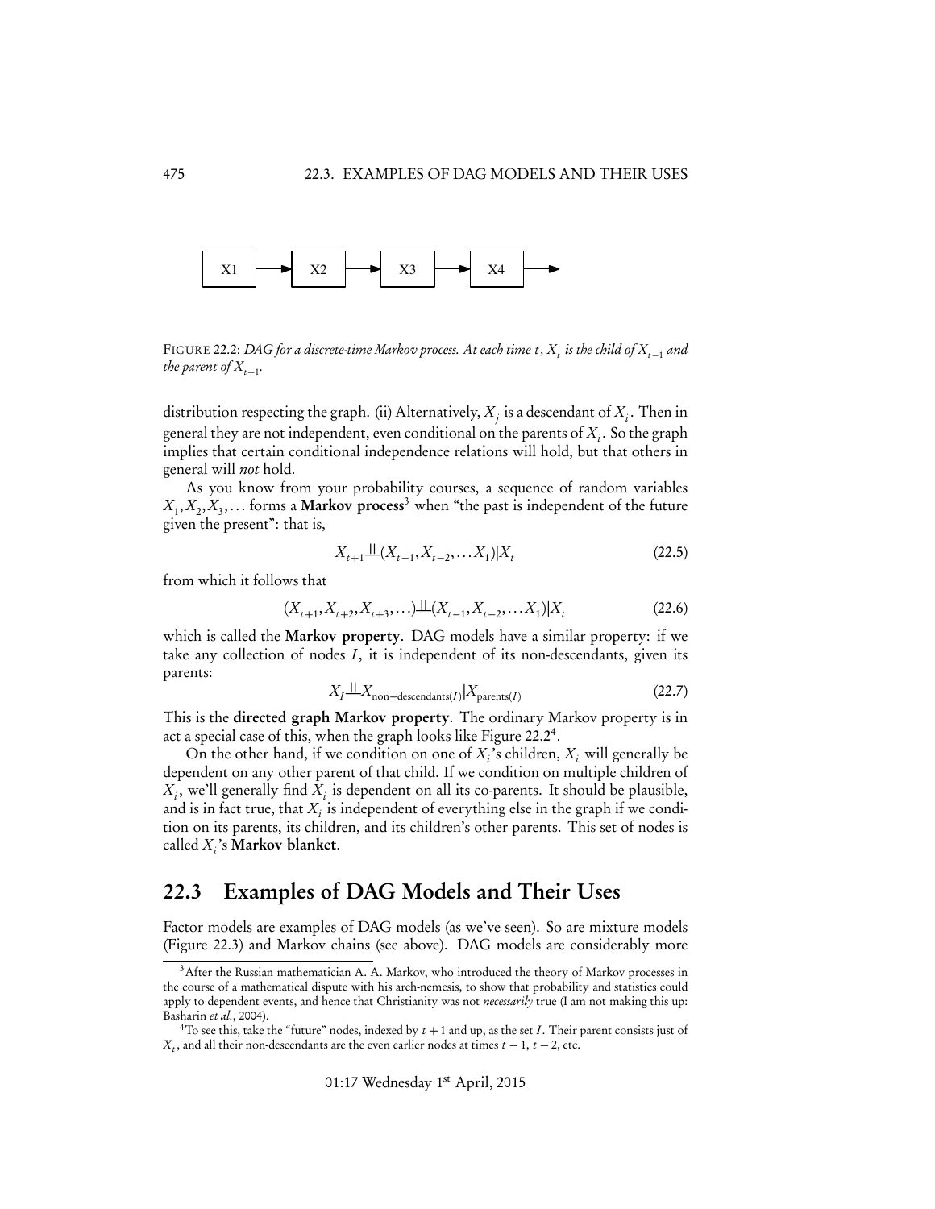FIGURE 22.2: *DAG for a discrete-time Markov process. At each time $t$, $X_t$ is the child of $X_{t-1}$ and the parent of $X_{t+1}$.*

distribution respecting the graph. (ii) Alternatively, $X_j$ is a descendant of $X_i$. Then in general they are not independent, even conditional on the parents of $X_i$. So the graph implies that certain conditional independence relations will hold, but that others in general will *not* hold.

As you know from your probability courses, a sequence of random variables $X_1, X_2, X_3, \ldots$ forms a **Markov process**[3] when "the past is independent of the future given the present": that is,

$$X_{t+1} \perp\!\!\!\perp (X_{t-1}, X_{t-2}, \ldots X_1) | X_t \tag{22.5}$$

from which it follows that

$$(X_{t+1}, X_{t+2}, X_{t+3}, \ldots) \perp\!\!\!\perp (X_{t-1}, X_{t-2}, \ldots X_1) | X_t \tag{22.6}$$

which is called the **Markov property**. DAG models have a similar property: if we take any collection of nodes $I$, it is independent of its non-descendants, given its parents:

$$X_I \perp\!\!\!\perp X_{\text{non-descendants}(I)} | X_{\text{parents}(I)} \tag{22.7}$$

This is the **directed graph Markov property**. The ordinary Markov property is in act a special case of this, when the graph looks like Figure 22.2[4].

On the other hand, if we condition on one of $X_i$'s children, $X_i$ will generally be dependent on any other parent of that child. If we condition on multiple children of $X_i$, we'll generally find $X_i$ is dependent on all its co-parents. It should be plausible, and is in fact true, that $X_i$ is independent of everything else in the graph if we condition on its parents, its children, and its children's other parents. This set of nodes is called $X_i$'s **Markov blanket**.

## 22.3 Examples of DAG Models and Their Uses

Factor models are examples of DAG models (as we've seen). So are mixture models (Figure 22.3) and Markov chains (see above). DAG models are considerably more

---

[3] After the Russian mathematician A. A. Markov, who introduced the theory of Markov processes in the course of a mathematical dispute with his arch-nemesis, to show that probability and statistics could apply to dependent events, and hence that Christianity was not *necessarily* true (I am not making this up: Basharin *et al.*, 2004).

[4] To see this, take the "future" nodes, indexed by $t+1$ and up, as the set $I$. Their parent consists just of $X_t$, and all their non-descendants are the even earlier nodes at times $t-1$, $t-2$, etc.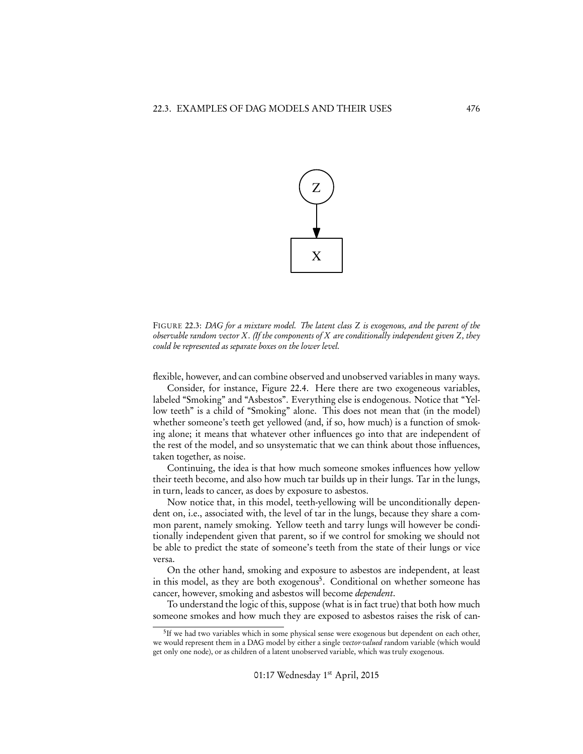FIGURE 22.3: *DAG for a mixture model. The latent class $Z$ is exogenous, and the parent of the observable random vector $X$. (If the components of $X$ are conditionally independent given $Z$, they could be represented as separate boxes on the lower level.*

flexible, however, and can combine observed and unobserved variables in many ways.

Consider, for instance, Figure 22.4. Here there are two exogeneous variables, labeled "Smoking" and "Asbestos". Everything else is endogenous. Notice that "Yellow teeth" is a child of "Smoking" alone. This does not mean that (in the model) whether someone's teeth get yellowed (and, if so, how much) is a function of smoking alone; it means that whatever other influences go into that are independent of the rest of the model, and so unsystematic that we can think about those influences, taken together, as noise.

Continuing, the idea is that how much someone smokes influences how yellow their teeth become, and also how much tar builds up in their lungs. Tar in the lungs, in turn, leads to cancer, as does by exposure to asbestos.

Now notice that, in this model, teeth-yellowing will be unconditionally dependent on, i.e., associated with, the level of tar in the lungs, because they share a common parent, namely smoking. Yellow teeth and tarry lungs will however be conditionally independent given that parent, so if we control for smoking we should not be able to predict the state of someone's teeth from the state of their lungs or vice versa.

On the other hand, smoking and exposure to asbestos are independent, at least in this model, as they are both exogenous[5]. Conditional on whether someone has cancer, however, smoking and asbestos will become *dependent*.

To understand the logic of this, suppose (what is in fact true) that both how much someone smokes and how much they are exposed to asbestos raises the risk of can-

[5] If we had two variables which in some physical sense were exogenous but dependent on each other, we would represent them in a DAG model by either a single *vector-valued* random variable (which would get only one node), or as children of a latent unobserved variable, which was truly exogenous.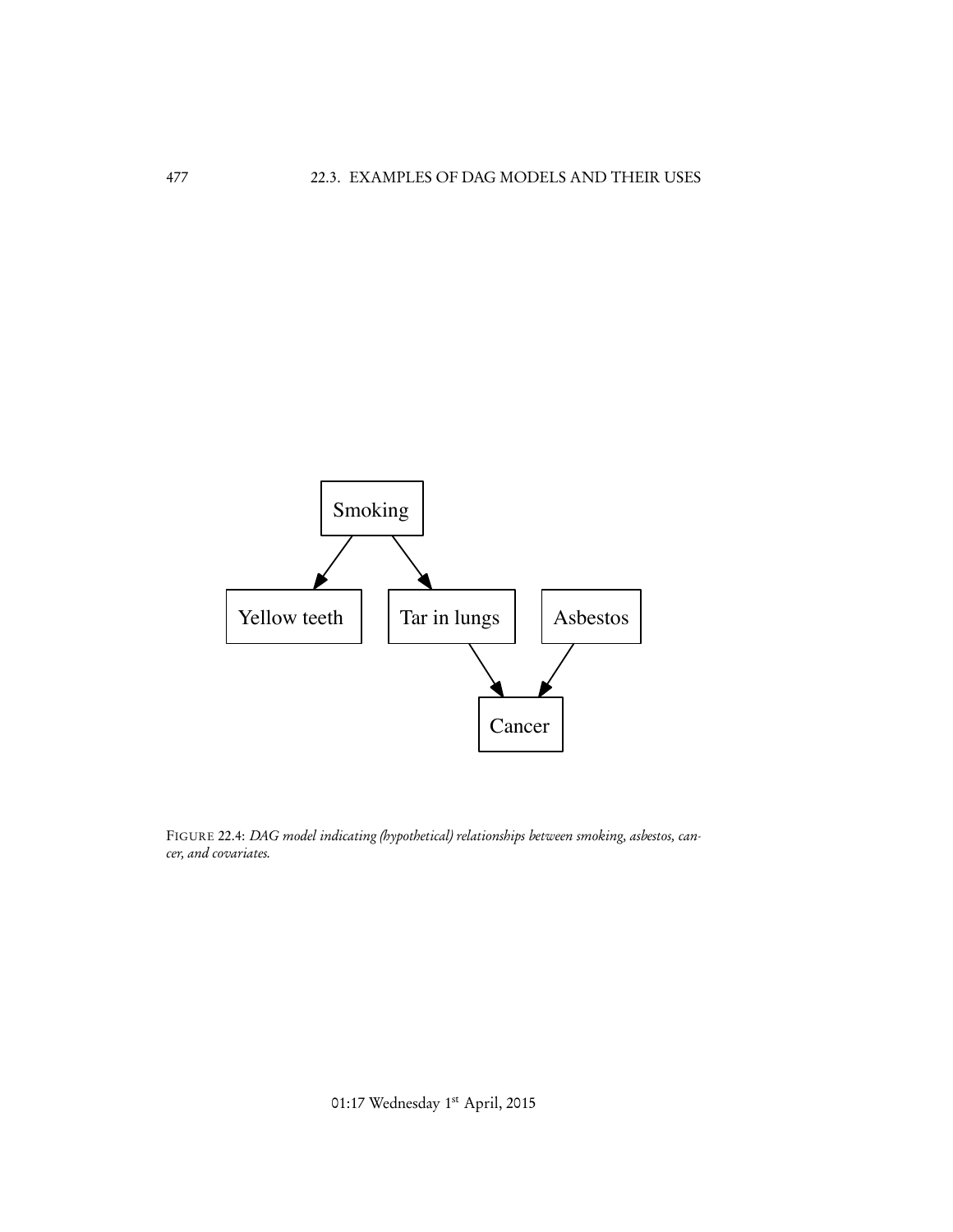FIGURE 22.4: *DAG model indicating (hypothetical) relationships between smoking, asbestos, cancer, and covariates.*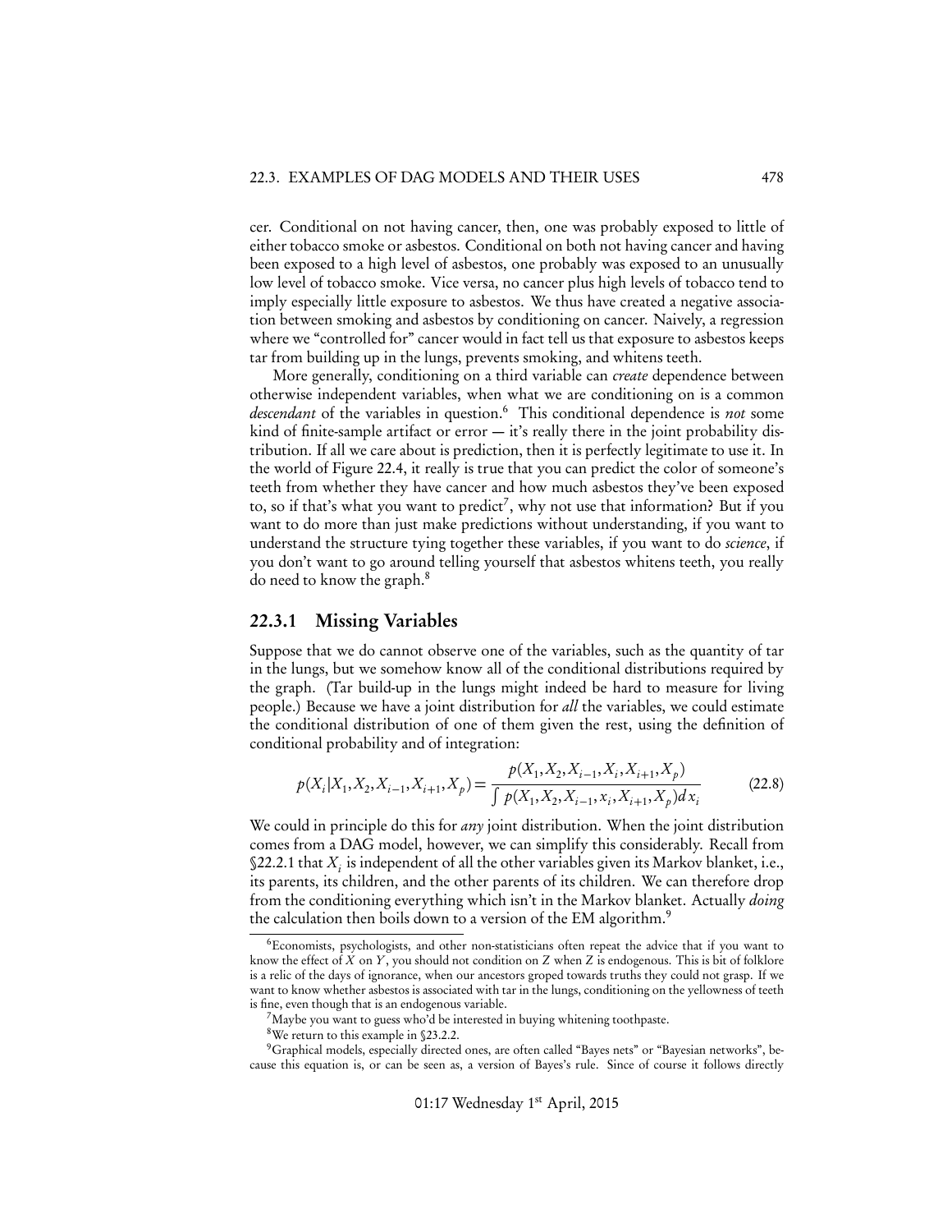cer. Conditional on not having cancer, then, one was probably exposed to little of either tobacco smoke or asbestos. Conditional on both not having cancer and having been exposed to a high level of asbestos, one probably was exposed to an unusually low level of tobacco smoke. Vice versa, no cancer plus high levels of tobacco tend to imply especially little exposure to asbestos. We thus have created a negative association between smoking and asbestos by conditioning on cancer. Naively, a regression where we "controlled for" cancer would in fact tell us that exposure to asbestos keeps tar from building up in the lungs, prevents smoking, and whitens teeth.

More generally, conditioning on a third variable can *create* dependence between otherwise independent variables, when what we are conditioning on is a common *descendant* of the variables in question.[6] This conditional dependence is *not* some kind of finite-sample artifact or error — it's really there in the joint probability distribution. If all we care about is prediction, then it is perfectly legitimate to use it. In the world of Figure 22.4, it really is true that you can predict the color of someone's teeth from whether they have cancer and how much asbestos they've been exposed to, so if that's what you want to predict[7], why not use that information? But if you want to do more than just make predictions without understanding, if you want to understand the structure tying together these variables, if you want to do *science*, if you don't want to go around telling yourself that asbestos whitens teeth, you really do need to know the graph.[8]

### 22.3.1 Missing Variables

Suppose that we do cannot observe one of the variables, such as the quantity of tar in the lungs, but we somehow know all of the conditional distributions required by the graph. (Tar build-up in the lungs might indeed be hard to measure for living people.) Because we have a joint distribution for *all* the variables, we could estimate the conditional distribution of one of them given the rest, using the definition of conditional probability and of integration:

$$p(X_i | X_1, X_2, X_{i-1}, X_{i+1}, X_p) = \frac{p(X_1, X_2, X_{i-1}, X_i, X_{i+1}, X_p)}{\int p(X_1, X_2, X_{i-1}, x_i, X_{i+1}, X_p) dx_i} \tag{22.8}$$

We could in principle do this for *any* joint distribution. When the joint distribution comes from a DAG model, however, we can simplify this considerably. Recall from §22.2.1 that $X_i$ is independent of all the other variables given its Markov blanket, i.e., its parents, its children, and the other parents of its children. We can therefore drop from the conditioning everything which isn't in the Markov blanket. Actually *doing* the calculation then boils down to a version of the EM algorithm.[9]

---

[6] Economists, psychologists, and other non-statisticians often repeat the advice that if you want to know the effect of $X$ on $Y$, you should not condition on $Z$ when $Z$ is endogenous. This is bit of folklore is a relic of the days of ignorance, when our ancestors groped towards truths they could not grasp. If we want to know whether asbestos is associated with tar in the lungs, conditioning on the yellowness of teeth is fine, even though that is an endogenous variable.

[7] Maybe you want to guess who'd be interested in buying whitening toothpaste.

[8] We return to this example in §23.2.2.

[9] Graphical models, especially directed ones, are often called "Bayes nets" or "Bayesian networks", because this equation is, or can be seen as, a version of Bayes's rule. Since of course it follows directly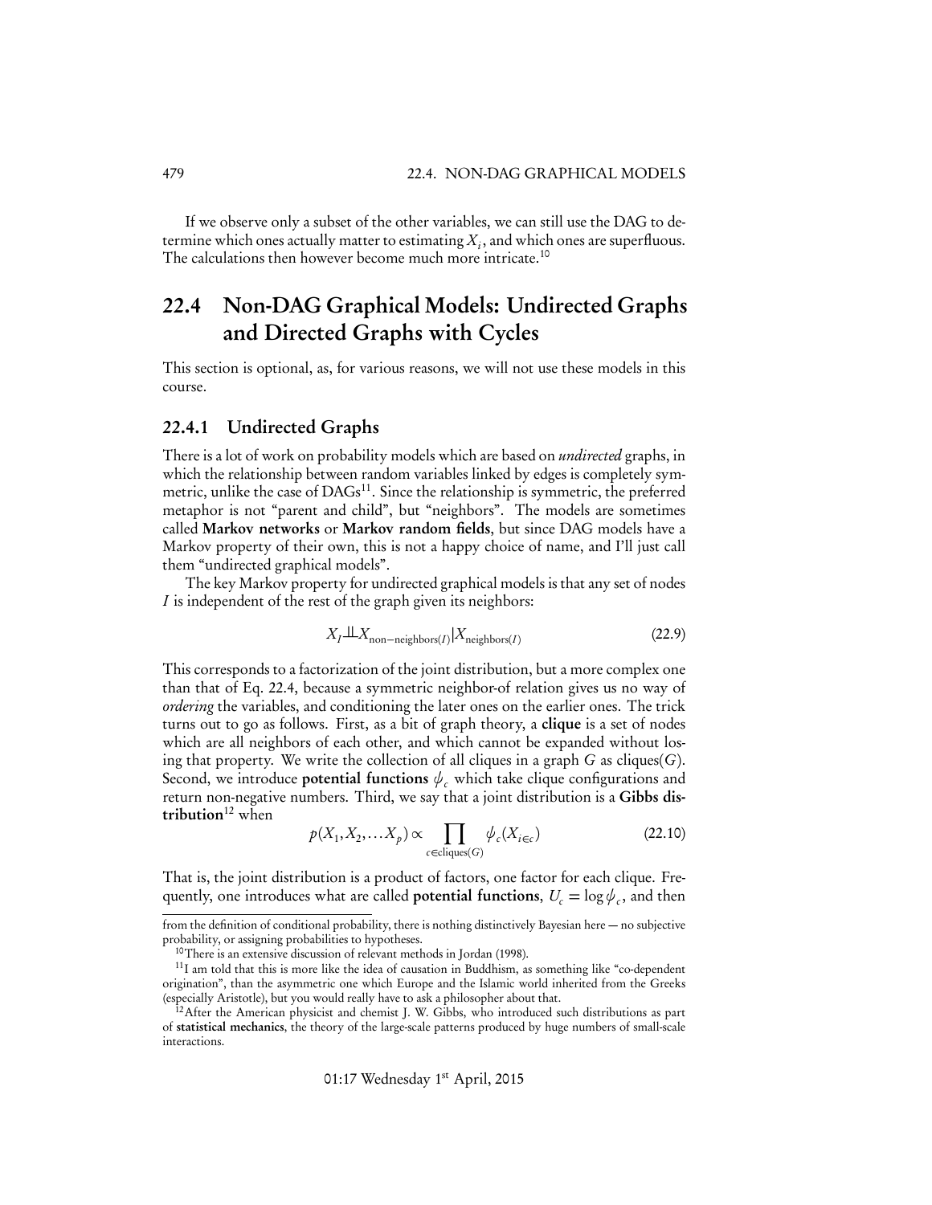If we observe only a subset of the other variables, we can still use the DAG to determine which ones actually matter to estimating $X_i$, and which ones are superfluous. The calculations then however become much more intricate.[10]

## 22.4 Non-DAG Graphical Models: Undirected Graphs and Directed Graphs with Cycles

This section is optional, as, for various reasons, we will not use these models in this course.

### 22.4.1 Undirected Graphs

There is a lot of work on probability models which are based on *undirected* graphs, in which the relationship between random variables linked by edges is completely symmetric, unlike the case of DAGs[11]. Since the relationship is symmetric, the preferred metaphor is not "parent and child", but "neighbors". The models are sometimes called **Markov networks** or **Markov random fields**, but since DAG models have a Markov property of their own, this is not a happy choice of name, and I'll just call them "undirected graphical models".

The key Markov property for undirected graphical models is that any set of nodes $I$ is independent of the rest of the graph given its neighbors:

$$X_I \perp\!\!\!\perp X_{\text{non-neighbors}(I)} | X_{\text{neighbors}(I)} \tag{22.9}$$

This corresponds to a factorization of the joint distribution, but a more complex one than that of Eq. 22.4, because a symmetric neighbor-of relation gives us no way of *ordering* the variables, and conditioning the later ones on the earlier ones. The trick turns out to go as follows. First, as a bit of graph theory, a **clique** is a set of nodes which are all neighbors of each other, and which cannot be expanded without losing that property. We write the collection of all cliques in a graph $G$ as cliques($G$). Second, we introduce **potential functions** $\psi_c$ which take clique configurations and return non-negative numbers. Third, we say that a joint distribution is a **Gibbs distribution**[12] when

$$p(X_1, X_2, \ldots X_p) \propto \prod_{c \in \text{cliques}(G)} \psi_c(X_{i \in c}) \tag{22.10}$$

That is, the joint distribution is a product of factors, one factor for each clique. Frequently, one introduces what are called **potential functions**, $U_c = \log \psi_c$, and then

---

from the definition of conditional probability, there is nothing distinctively Bayesian here — no subjective probability, or assigning probabilities to hypotheses.

[10] There is an extensive discussion of relevant methods in Jordan (1998).

[11] I am told that this is more like the idea of causation in Buddhism, as something like "co-dependent origination", than the asymmetric one which Europe and the Islamic world inherited from the Greeks (especially Aristotle), but you would really have to ask a philosopher about that.

[12] After the American physicist and chemist J. W. Gibbs, who introduced such distributions as part of **statistical mechanics**, the theory of the large-scale patterns produced by huge numbers of small-scale interactions.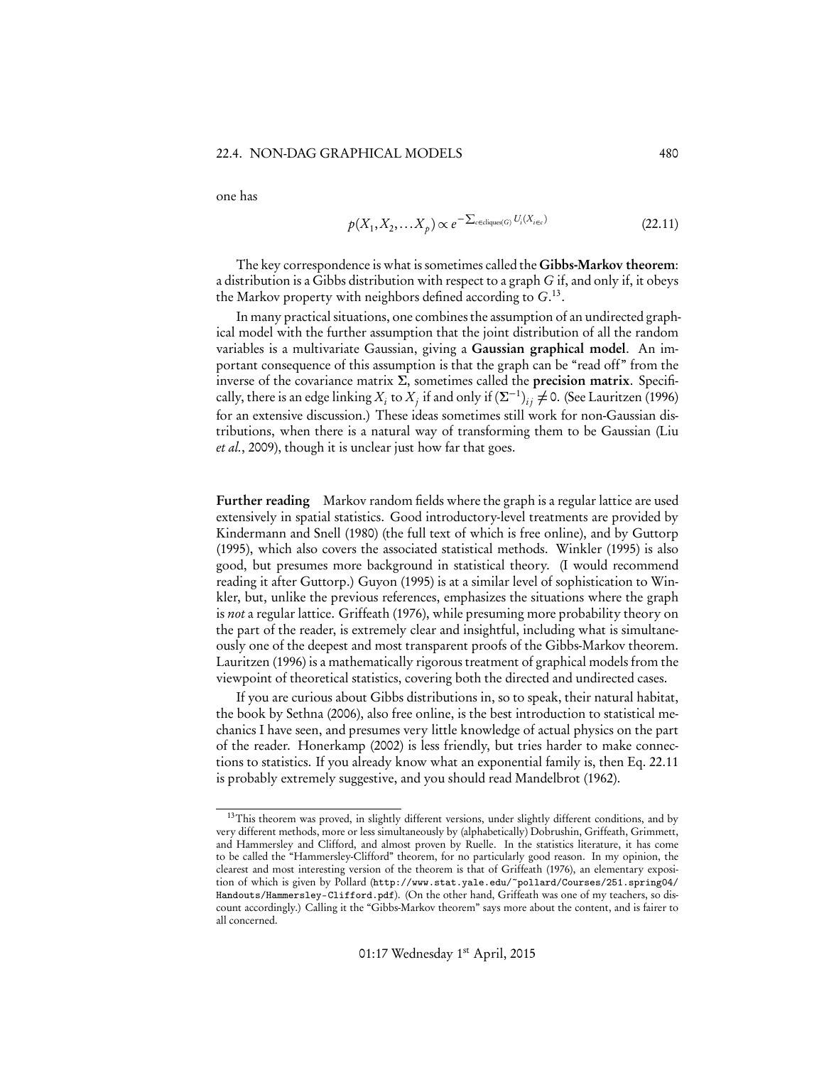one has

$$p(X_1, X_2, \ldots X_p) \propto e^{-\sum_{c \in \text{cliques}(G)} U_i(X_{i \in c})} \tag{22.11}$$

The key correspondence is what is sometimes called the **Gibbs-Markov theorem**: a distribution is a Gibbs distribution with respect to a graph $G$ if, and only if, it obeys the Markov property with neighbors defined according to $G$.[13].

In many practical situations, one combines the assumption of an undirected graphical model with the further assumption that the joint distribution of all the random variables is a multivariate Gaussian, giving a **Gaussian graphical model**. An important consequence of this assumption is that the graph can be "read off" from the inverse of the covariance matrix $\Sigma$, sometimes called the **precision matrix**. Specifically, there is an edge linking $X_i$ to $X_j$ if and only if $(\Sigma^{-1})_{ij} \neq 0$. (See Lauritzen (1996) for an extensive discussion.) These ideas sometimes still work for non-Gaussian distributions, when there is a natural way of transforming them to be Gaussian (Liu *et al.*, 2009), though it is unclear just how far that goes.

**Further reading** Markov random fields where the graph is a regular lattice are used extensively in spatial statistics. Good introductory-level treatments are provided by Kindermann and Snell (1980) (the full text of which is free online), and by Guttorp (1995), which also covers the associated statistical methods. Winkler (1995) is also good, but presumes more background in statistical theory. (I would recommend reading it after Guttorp.) Guyon (1995) is at a similar level of sophistication to Winkler, but, unlike the previous references, emphasizes the situations where the graph is *not* a regular lattice. Griffeath (1976), while presuming more probability theory on the part of the reader, is extremely clear and insightful, including what is simultaneously one of the deepest and most transparent proofs of the Gibbs-Markov theorem. Lauritzen (1996) is a mathematically rigorous treatment of graphical models from the viewpoint of theoretical statistics, covering both the directed and undirected cases.

If you are curious about Gibbs distributions in, so to speak, their natural habitat, the book by Sethna (2006), also free online, is the best introduction to statistical mechanics I have seen, and presumes very little knowledge of actual physics on the part of the reader. Honerkamp (2002) is less friendly, but tries harder to make connections to statistics. If you already know what an exponential family is, then Eq. 22.11 is probably extremely suggestive, and you should read Mandelbrot (1962).

---

[13]This theorem was proved, in slightly different versions, under slightly different conditions, and by very different methods, more or less simultaneously by (alphabetically) Dobrushin, Griffeath, Grimmett, and Hammersley and Clifford, and almost proven by Ruelle. In the statistics literature, it has come to be called the "Hammersley-Clifford" theorem, for no particularly good reason. In my opinion, the clearest and most interesting version of the theorem is that of Griffeath (1976), an elementary exposition of which is given by Pollard (`http://www.stat.yale.edu/~pollard/Courses/251.spring04/Handouts/Hammersley-Clifford.pdf`). (On the other hand, Griffeath was one of my teachers, so discount accordingly.) Calling it the "Gibbs-Markov theorem" says more about the content, and is fairer to all concerned.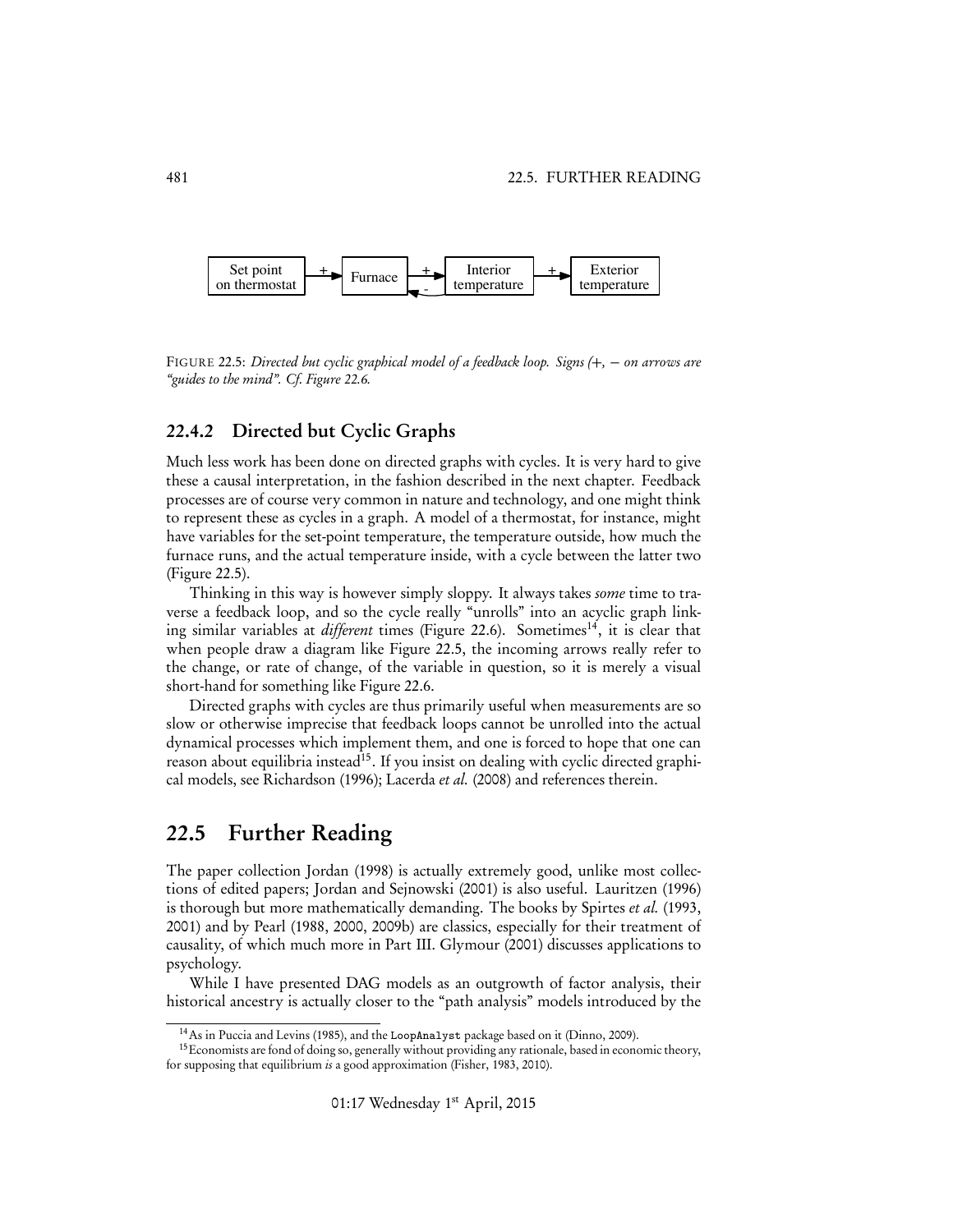FIGURE 22.5: *Directed but cyclic graphical model of a feedback loop. Signs (+, − on arrows are "guides to the mind". Cf. Figure 22.6.*

### 22.4.2 Directed but Cyclic Graphs

Much less work has been done on directed graphs with cycles. It is very hard to give these a causal interpretation, in the fashion described in the next chapter. Feedback processes are of course very common in nature and technology, and one might think to represent these as cycles in a graph. A model of a thermostat, for instance, might have variables for the set-point temperature, the temperature outside, how much the furnace runs, and the actual temperature inside, with a cycle between the latter two (Figure 22.5).

Thinking in this way is however simply sloppy. It always takes *some* time to traverse a feedback loop, and so the cycle really "unrolls" into an acyclic graph linking similar variables at *different* times (Figure 22.6). Sometimes[14], it is clear that when people draw a diagram like Figure 22.5, the incoming arrows really refer to the change, or rate of change, of the variable in question, so it is merely a visual short-hand for something like Figure 22.6.

Directed graphs with cycles are thus primarily useful when measurements are so slow or otherwise imprecise that feedback loops cannot be unrolled into the actual dynamical processes which implement them, and one is forced to hope that one can reason about equilibria instead[15]. If you insist on dealing with cyclic directed graphical models, see Richardson (1996); Lacerda *et al.* (2008) and references therein.

## 22.5 Further Reading

The paper collection Jordan (1998) is actually extremely good, unlike most collections of edited papers; Jordan and Sejnowski (2001) is also useful. Lauritzen (1996) is thorough but more mathematically demanding. The books by Spirtes *et al.* (1993, 2001) and by Pearl (1988, 2000, 2009b) are classics, especially for their treatment of causality, of which much more in Part III. Glymour (2001) discusses applications to psychology.

While I have presented DAG models as an outgrowth of factor analysis, their historical ancestry is actually closer to the "path analysis" models introduced by the

---

[14] As in Puccia and Levins (1985), and the `LoopAnalyst` package based on it (Dinno, 2009).

[15] Economists are fond of doing so, generally without providing any rationale, based in economic theory, for supposing that equilibrium *is* a good approximation (Fisher, 1983, 2010).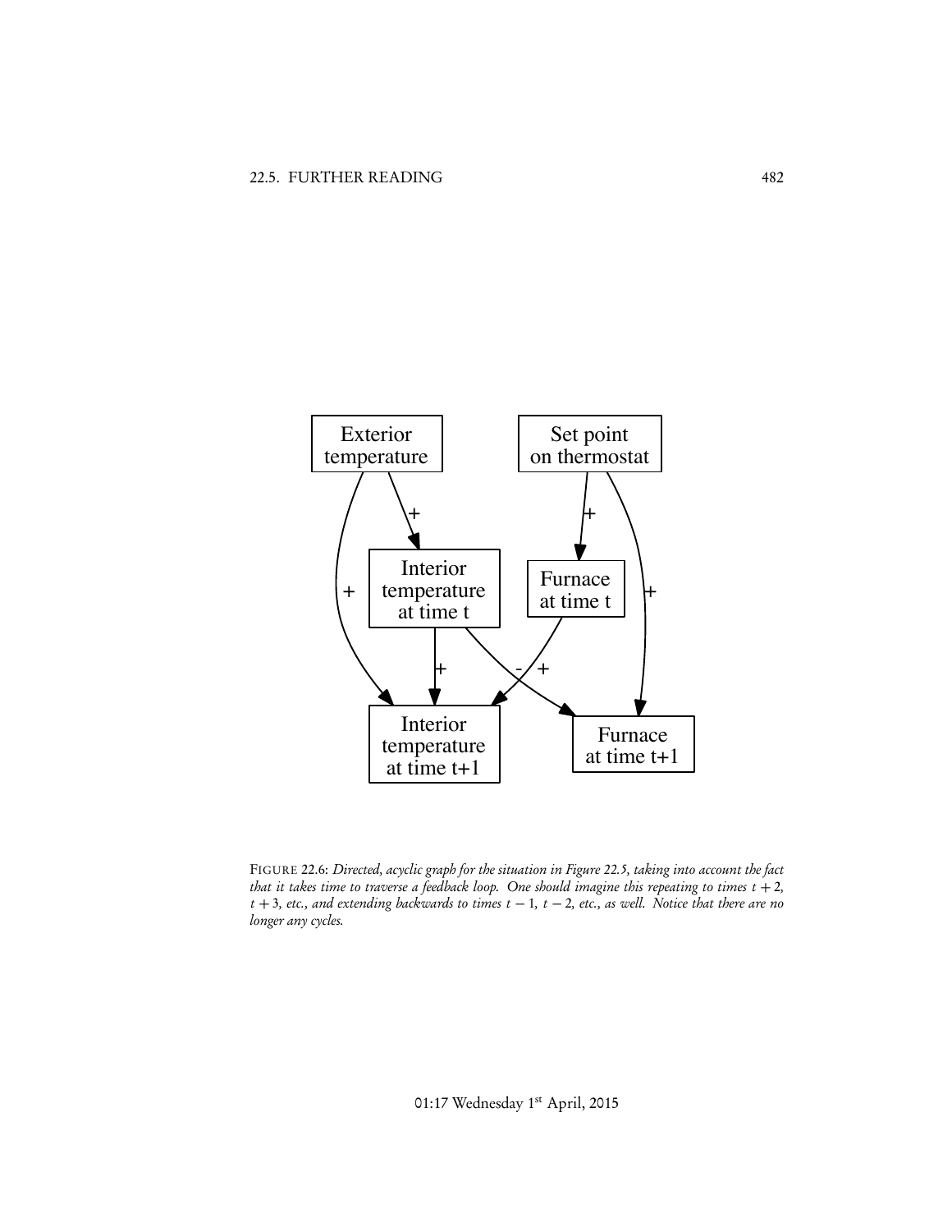FIGURE 22.6: *Directed, acyclic graph for the situation in Figure 22.5, taking into account the fact that it takes time to traverse a feedback loop. One should imagine this repeating to times $t + 2$, $t + 3$, etc., and extending backwards to times $t - 1$, $t - 2$, etc., as well. Notice that there are no longer any cycles.*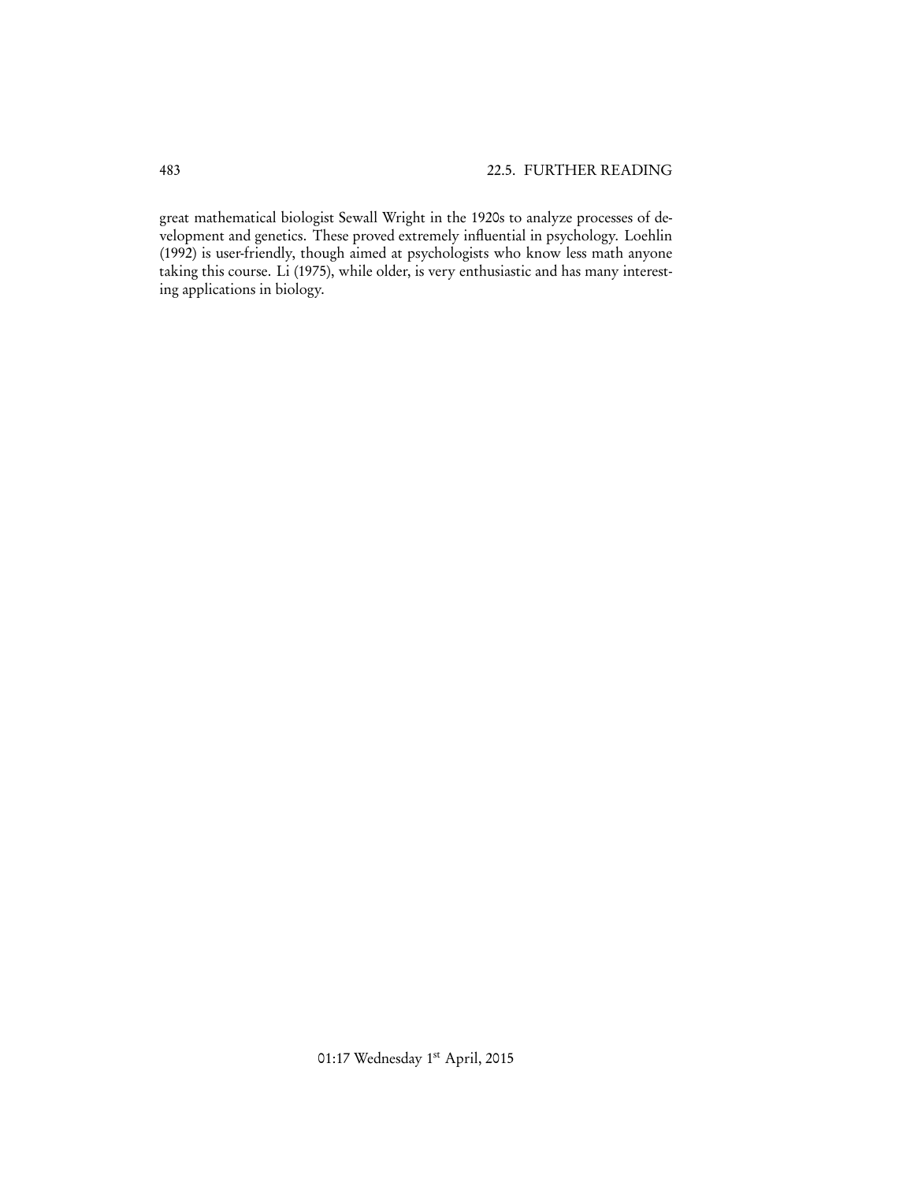great mathematical biologist Sewall Wright in the 1920s to analyze processes of development and genetics. These proved extremely influential in psychology. Loehlin (1992) is user-friendly, though aimed at psychologists who know less math anyone taking this course. Li (1975), while older, is very enthusiastic and has many interesting applications in biology.